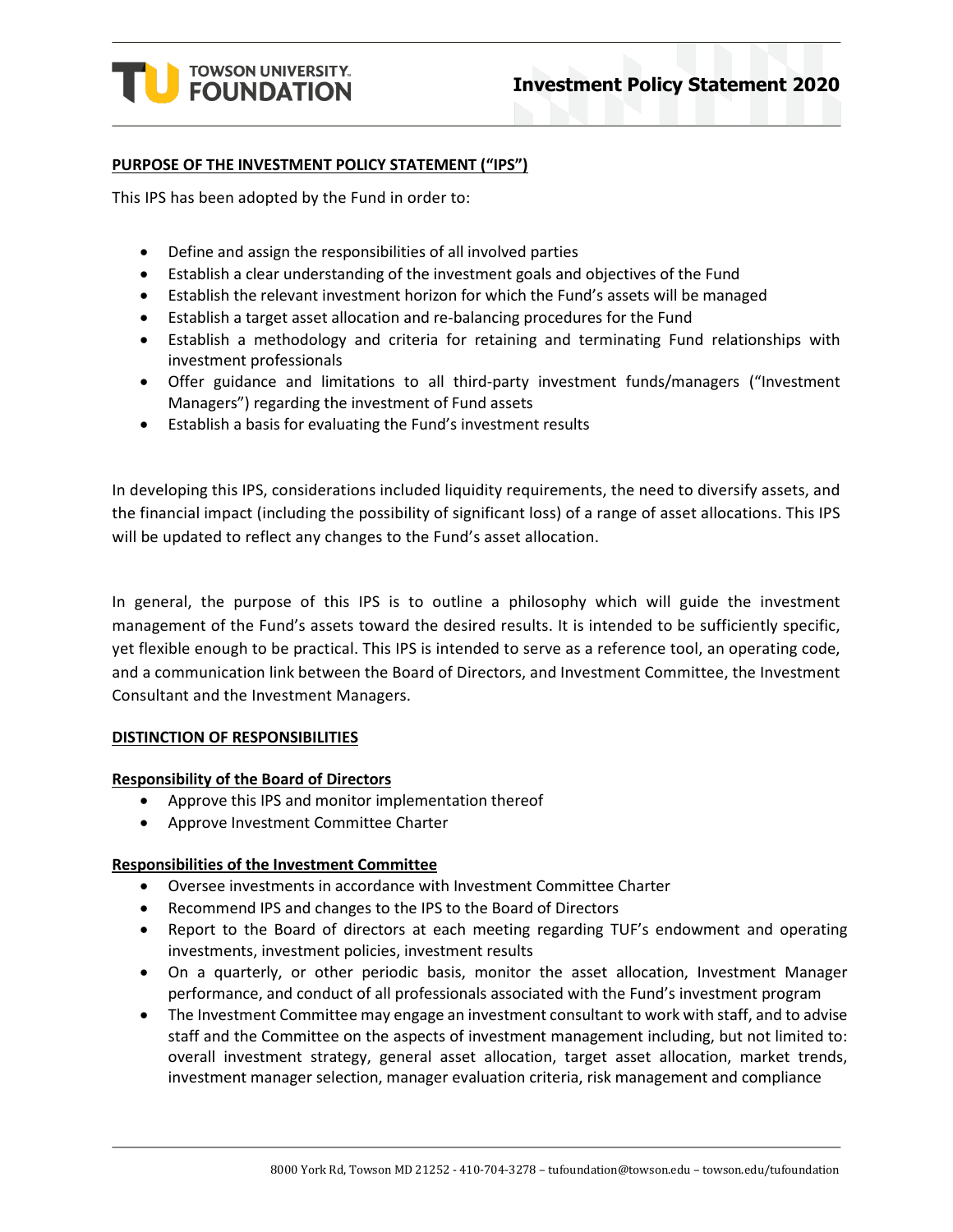# Investment Policy Statement 2020

## PURPOSE OF THE INVESTMENT POLICY STATEMENT ("IPS")

This IPS has been adopted by the Fund in order to:

- Define and assign the responsibilities of all involved parties
- Establish a clear understanding of the investment goals and objectives of the Fund
- Establish the relevant investment horizon for which the Fund's assets will be managed
- Establish a target asset allocation and re-balancing procedures for the Fund
- Establish a methodology and criteria for retaining and terminating Fund relationships with investment professionals
- Offer guidance and limitations to all third-party investment funds/managers ("Investment Managers") regarding the investment of Fund assets
- Establish a basis for evaluating the Fund's investment results

In developing this IPS, considerations included liquidity requirements, the need to diversify assets, and the financial impact (including the possibility of significant loss) of a range of asset allocations. This IPS will be updated to reflect any changes to the Fund's asset allocation.

In general, the purpose of this IPS is to outline a philosophy which will guide the investment management of the Fund's assets toward the desired results. It is intended to be sufficiently specific, yet flexible enough to be practical. This IPS is intended to serve as a reference tool, an operating code, and a communication link between the Board of Directors, and Investment Committee, the Investment Consultant and the Investment Managers.

## DISTINCTION OF RESPONSIBILITIES

### Responsibility of the Board of Directors

- Approve this IPS and monitor implementation thereof
- Approve Investment Committee Charter

### Responsibilities of the Investment Committee

- Oversee investments in accordance with Investment Committee Charter
- Recommend IPS and changes to the IPS to the Board of Directors
- Report to the Board of directors at each meeting regarding TUF's endowment and operating investments, investment policies, investment results
- On a quarterly, or other periodic basis, monitor the asset allocation, Investment Manager performance, and conduct of all professionals associated with the Fund's investment program
- The Investment Committee may engage an investment consultant to work with staff, and to advise staff and the Committee on the aspects of investment management including, but not limited to: overall investment strategy, general asset allocation, target asset allocation, market trends, investment manager selection, manager evaluation criteria, risk management and compliance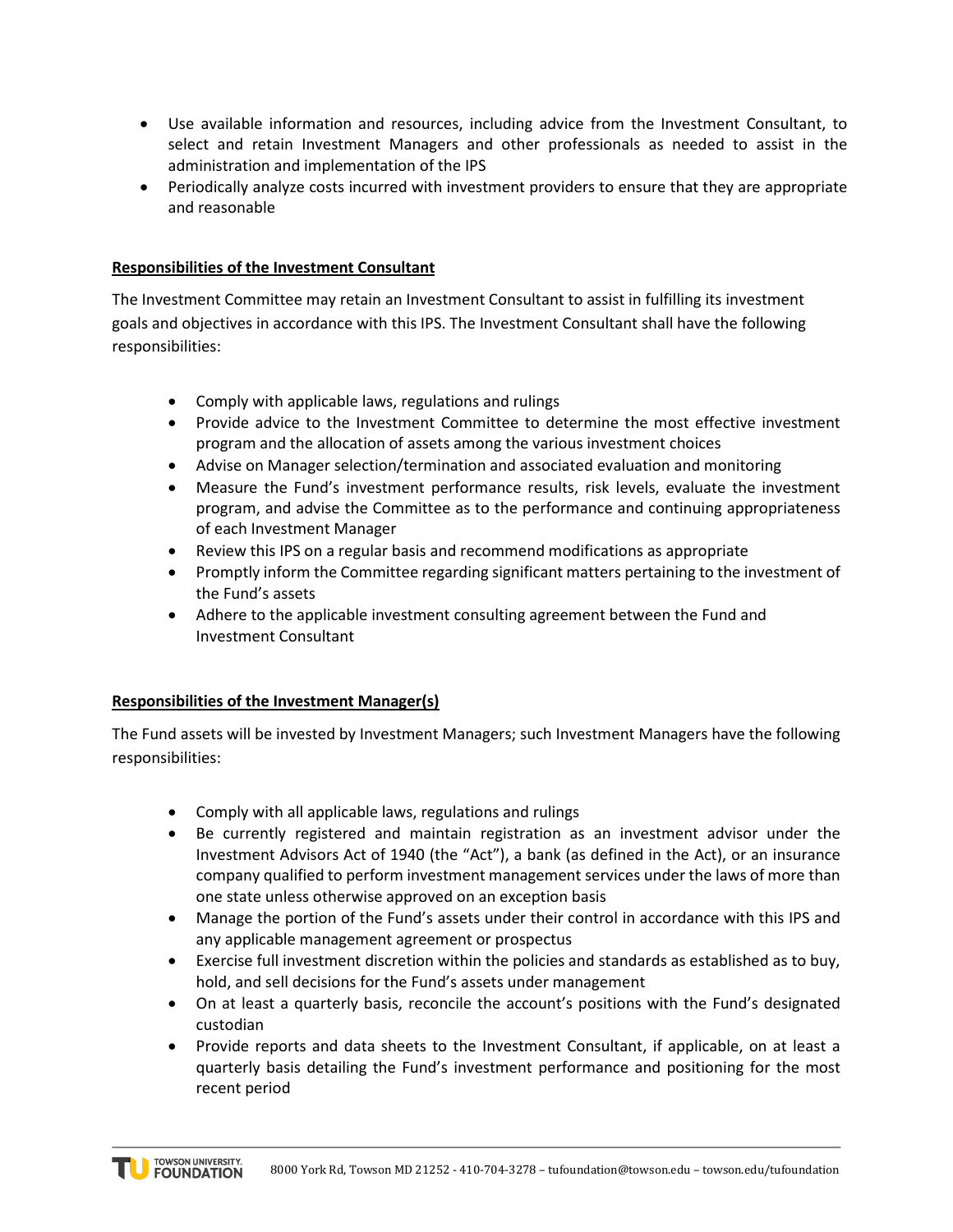- Use available information and resources, including advice from the Investment Consultant, to select and retain Investment Managers and other professionals as needed to assist in the administration and implementation of the IPS
- Periodically analyze costs incurred with investment providers to ensure that they are appropriate and reasonable

**Responsibilities of the Investment Consultant**

The Investment Committee may retain an Investment Consultant to assist in fulfilling its investment goals and objectives in accordance with this IPS. The Investment Consultant shall have the following responsibilities:

- Comply with applicable laws, regulations and rulings
- Provide advice to the Investment Committee to determine the most effective investment program and the allocation of assets among the various investment choices
- Advise on Manager selection/termination and associated evaluation and monitoring
- Measure the Fund's investment performance results, risk levels, evaluate the investment program, and advise the Committee as to the performance and continuing appropriateness of each Investment Manager
- Review this IPS on a regular basis and recommend modifications as appropriate
- Promptly inform the Committee regarding significant matters pertaining to the investment of the Fund's assets
- Adhere to the applicable investment consulting agreement between the Fund and Investment Consultant

**Responsibilities of the Investment Manager(s)**

The Fund assets will be invested by Investment Managers; such Investment Managers have the following responsibilities:

- Comply with all applicable laws, regulations and rulings
- Be currently registered and maintain registration as an investment advisor under the Investment Advisors Act of 1940 (the "Act"), a bank (as defined in the Act), or an insurance company qualified to perform investment management services under the laws of more than one state unless otherwise approved on an exception basis
- Manage the portion of the Fund's assets under their control in accordance with this IPS and any applicable management agreement or prospectus
- Exercise full investment discretion within the policies and standards as established as to buy, hold, and sell decisions for the Fund's assets under management
- On at least a quarterly basis, reconcile the account's positions with the Fund's designated custodian
- Provide reports and data sheets to the Investment Consultant, if applicable, on at least a quarterly basis detailing the Fund's investment performance and positioning for the most recent period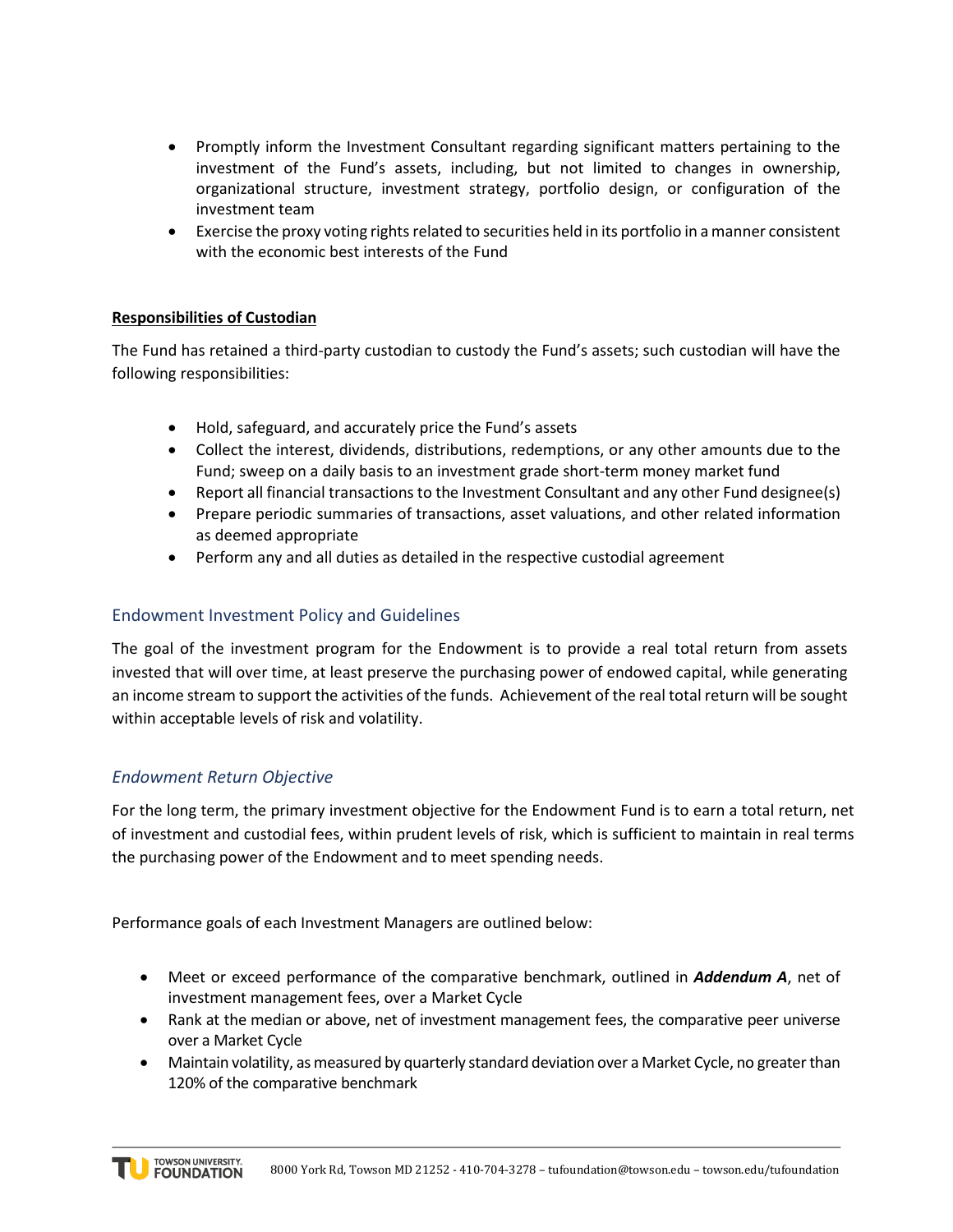- Promptly inform the Investment Consultant regarding significant matters pertaining to the investment of the Fund's assets, including, but not limited to changes in ownership, organizational structure, investment strategy, portfolio design, or configuration of the investment team
- Exercise the proxy voting rights related to securities held in its portfolio in a manner consistent with the economic best interests of the Fund

**Responsibilities of Custodian**

The Fund has retained a third-party custodian to custody the Fund's assets; such custodian will have the following responsibilities:

- Hold, safeguard, and accurately price the Fund's assets
- Collect the interest, dividends, distributions, redemptions, or any other amounts due to the Fund; sweep on a daily basis to an investment grade short-term money market fund
- Report all financial transactions to the Investment Consultant and any other Fund designee(s)
- Prepare periodic summaries of transactions, asset valuations, and other related information as deemed appropriate
- Perform any and all duties as detailed in the respective custodial agreement

## Endowment Investment Policy and Guidelines

The goal of the investment program for the Endowment is to provide a real total return from assets invested that will over time, at least preserve the purchasing power of endowed capital, while generating an income stream to support the activities of the funds. Achievement of the real total return will be sought within acceptable levels of risk and volatility.

### *Endowment Return Objective*

For the long term, the primary investment objective for the Endowment Fund is to earn a total return, net of investment and custodial fees, within prudent levels of risk, which is sufficient to maintain in real terms the purchasing power of the Endowment and to meet spending needs.

Performance goals of each Investment Managers are outlined below:

- Meet or exceed performance of the comparative benchmark, outlined in ***Addendum A***, net of investment management fees, over a Market Cycle
- Rank at the median or above, net of investment management fees, the comparative peer universe over a Market Cycle
- Maintain volatility, as measured by quarterly standard deviation over a Market Cycle, no greater than 120% of the comparative benchmark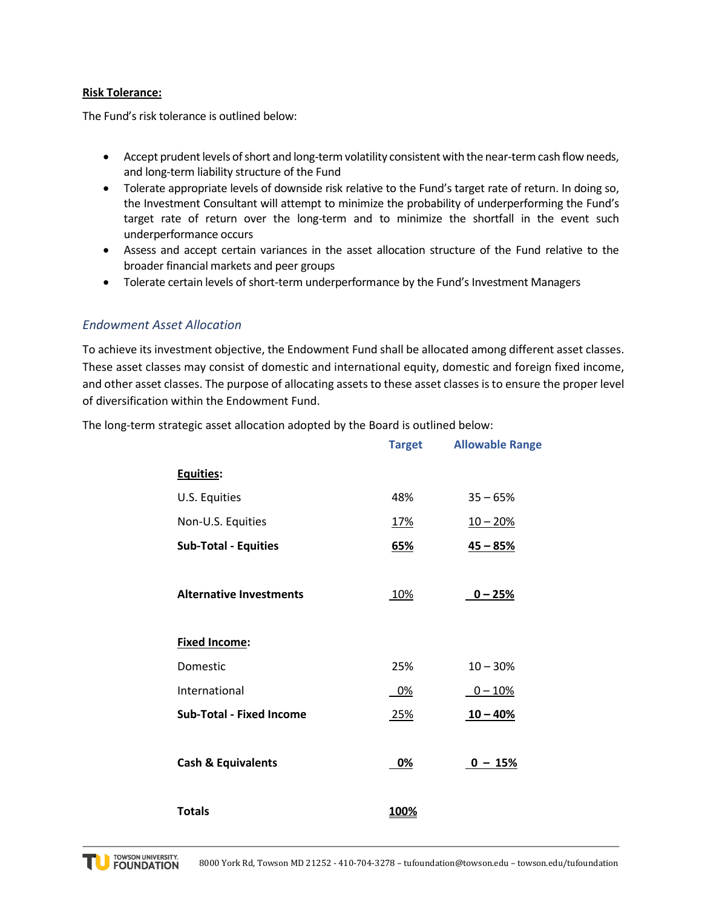**Risk Tolerance:**

The Fund's risk tolerance is outlined below:

- Accept prudent levels of short and long-term volatility consistent with the near-term cash flow needs, and long-term liability structure of the Fund
- Tolerate appropriate levels of downside risk relative to the Fund's target rate of return. In doing so, the Investment Consultant will attempt to minimize the probability of underperforming the Fund's target rate of return over the long-term and to minimize the shortfall in the event such underperformance occurs
- Assess and accept certain variances in the asset allocation structure of the Fund relative to the broader financial markets and peer groups
- Tolerate certain levels of short-term underperformance by the Fund's Investment Managers

### *Endowment Asset Allocation*

To achieve its investment objective, the Endowment Fund shall be allocated among different asset classes. These asset classes may consist of domestic and international equity, domestic and foreign fixed income, and other asset classes. The purpose of allocating assets to these asset classes is to ensure the proper level of diversification within the Endowment Fund.

The long-term strategic asset allocation adopted by the Board is outlined below:

| | Target | Allowable Range |
|---|---|---|
| **Equities:** | | |
| U.S. Equities | 48% | 35 – 65% |
| Non-U.S. Equities | 17% | 10 – 20% |
| **Sub-Total - Equities** | **65%** | **45 – 85%** |
| **Alternative Investments** | 10% | **0 – 25%** |
| **Fixed Income:** | | |
| Domestic | 25% | 10 – 30% |
| International | 0% | 0 – 10% |
| **Sub-Total - Fixed Income** | 25% | **10 – 40%** |
| **Cash & Equivalents** | **0%** | **0 – 15%** |
| **Totals** | **100%** | |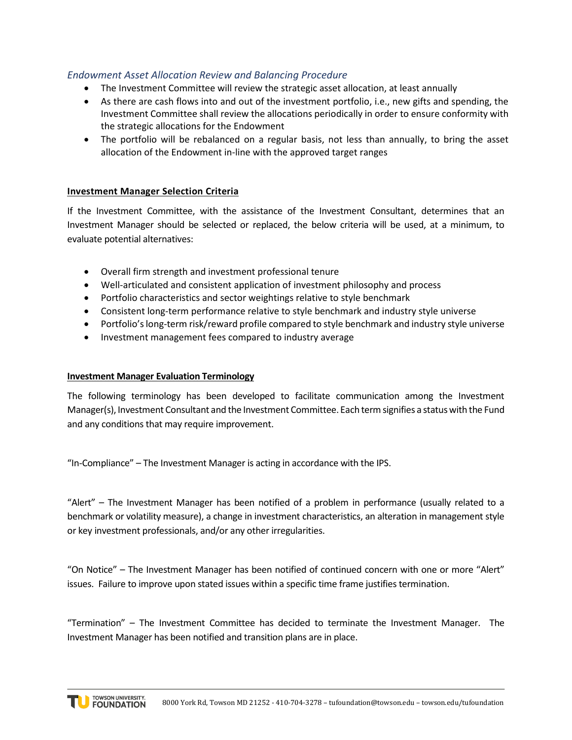### *Endowment Asset Allocation Review and Balancing Procedure*

- The Investment Committee will review the strategic asset allocation, at least annually
- As there are cash flows into and out of the investment portfolio, i.e., new gifts and spending, the Investment Committee shall review the allocations periodically in order to ensure conformity with the strategic allocations for the Endowment
- The portfolio will be rebalanced on a regular basis, not less than annually, to bring the asset allocation of the Endowment in-line with the approved target ranges

## Investment Manager Selection Criteria

If the Investment Committee, with the assistance of the Investment Consultant, determines that an Investment Manager should be selected or replaced, the below criteria will be used, at a minimum, to evaluate potential alternatives:

- Overall firm strength and investment professional tenure
- Well-articulated and consistent application of investment philosophy and process
- Portfolio characteristics and sector weightings relative to style benchmark
- Consistent long-term performance relative to style benchmark and industry style universe
- Portfolio's long-term risk/reward profile compared to style benchmark and industry style universe
- Investment management fees compared to industry average

## Investment Manager Evaluation Terminology

The following terminology has been developed to facilitate communication among the Investment Manager(s), Investment Consultant and the Investment Committee. Each term signifies a status with the Fund and any conditions that may require improvement.

"In-Compliance" – The Investment Manager is acting in accordance with the IPS.

"Alert" – The Investment Manager has been notified of a problem in performance (usually related to a benchmark or volatility measure), a change in investment characteristics, an alteration in management style or key investment professionals, and/or any other irregularities.

"On Notice" – The Investment Manager has been notified of continued concern with one or more "Alert" issues. Failure to improve upon stated issues within a specific time frame justifies termination.

"Termination" – The Investment Committee has decided to terminate the Investment Manager. The Investment Manager has been notified and transition plans are in place.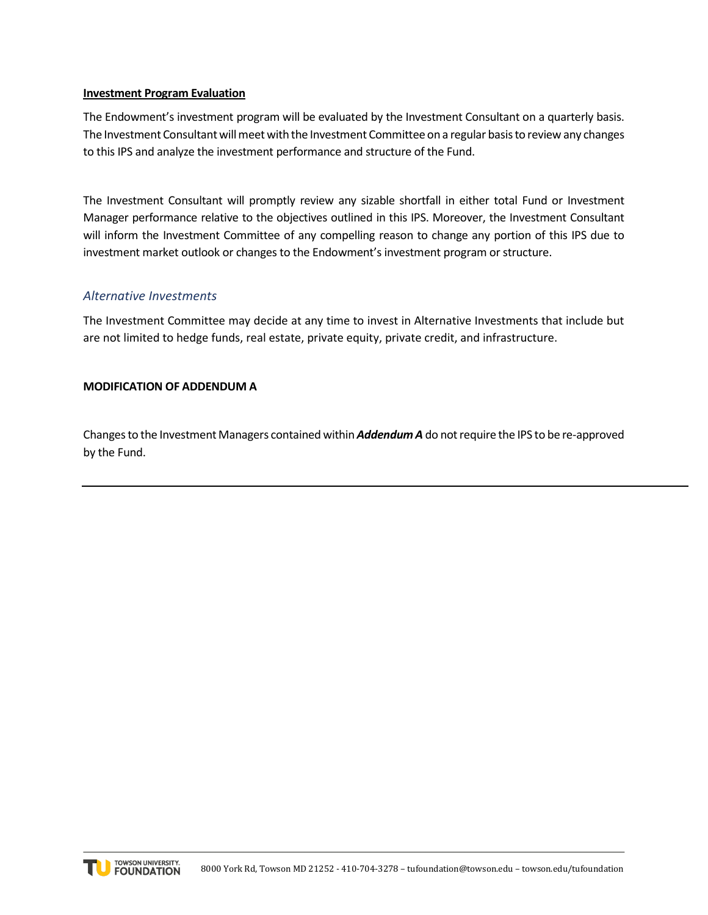**Investment Program Evaluation**

The Endowment's investment program will be evaluated by the Investment Consultant on a quarterly basis. The Investment Consultant will meet with the Investment Committee on a regular basis to review any changes to this IPS and analyze the investment performance and structure of the Fund.

The Investment Consultant will promptly review any sizable shortfall in either total Fund or Investment Manager performance relative to the objectives outlined in this IPS. Moreover, the Investment Consultant will inform the Investment Committee of any compelling reason to change any portion of this IPS due to investment market outlook or changes to the Endowment's investment program or structure.

### *Alternative Investments*

The Investment Committee may decide at any time to invest in Alternative Investments that include but are not limited to hedge funds, real estate, private equity, private credit, and infrastructure.

**MODIFICATION OF ADDENDUM A**

Changes to the Investment Managers contained within ***Addendum A*** do not require the IPS to be re-approved by the Fund.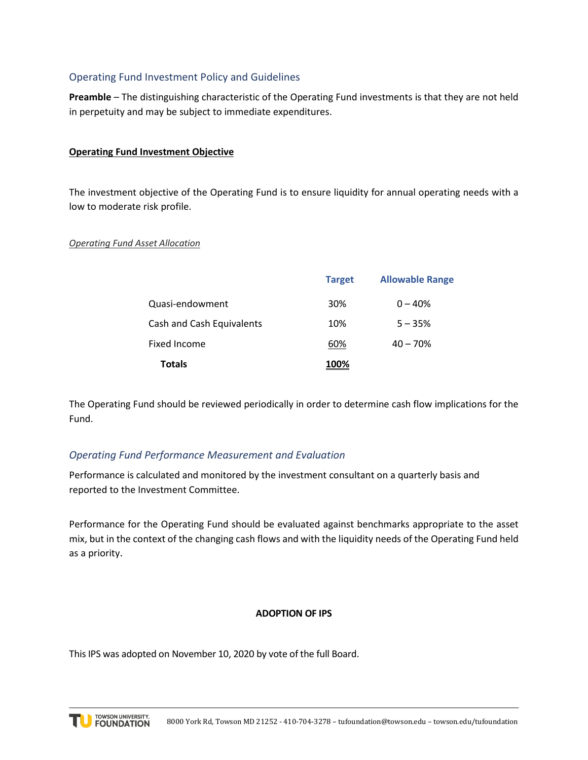## Operating Fund Investment Policy and Guidelines

**Preamble** – The distinguishing characteristic of the Operating Fund investments is that they are not held in perpetuity and may be subject to immediate expenditures.

**Operating Fund Investment Objective**

The investment objective of the Operating Fund is to ensure liquidity for annual operating needs with a low to moderate risk profile.

*Operating Fund Asset Allocation*

| | Target | Allowable Range |
|---|---|---|
| Quasi-endowment | 30% | 0 – 40% |
| Cash and Cash Equivalents | 10% | 5 – 35% |
| Fixed Income | 60% | 40 – 70% |
| **Totals** | **100%** | |

The Operating Fund should be reviewed periodically in order to determine cash flow implications for the Fund.

### *Operating Fund Performance Measurement and Evaluation*

Performance is calculated and monitored by the investment consultant on a quarterly basis and reported to the Investment Committee.

Performance for the Operating Fund should be evaluated against benchmarks appropriate to the asset mix, but in the context of the changing cash flows and with the liquidity needs of the Operating Fund held as a priority.

**ADOPTION OF IPS**

This IPS was adopted on November 10, 2020 by vote of the full Board.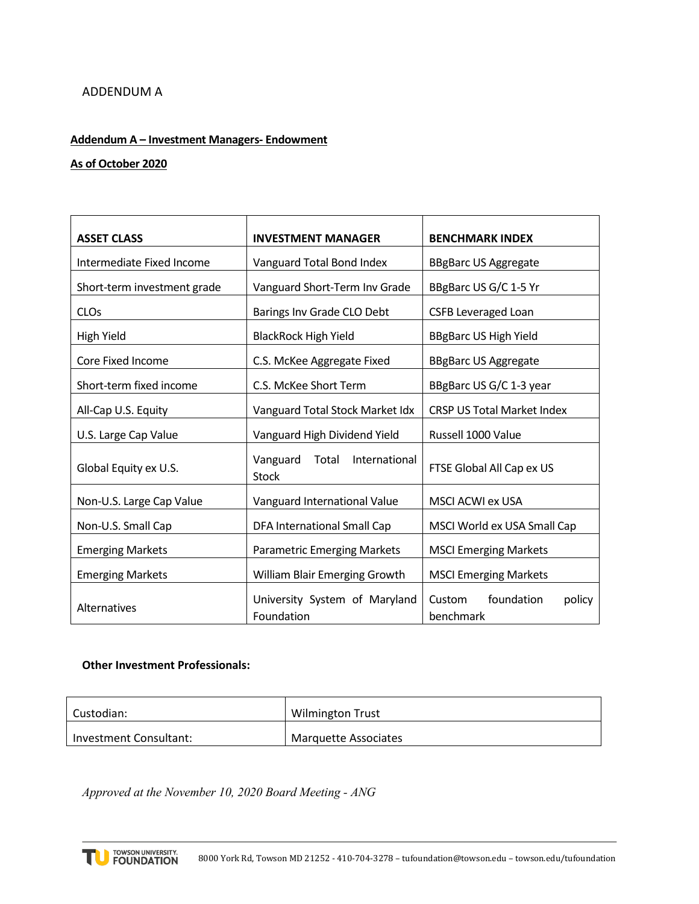ADDENDUM A

**Addendum A – Investment Managers- Endowment**

**As of October 2020**

| ASSET CLASS | INVESTMENT MANAGER | BENCHMARK INDEX |
|---|---|---|
| Intermediate Fixed Income | Vanguard Total Bond Index | BBgBarc US Aggregate |
| Short-term investment grade | Vanguard Short-Term Inv Grade | BBgBarc US G/C 1-5 Yr |
| CLOs | Barings Inv Grade CLO Debt | CSFB Leveraged Loan |
| High Yield | BlackRock High Yield | BBgBarc US High Yield |
| Core Fixed Income | C.S. McKee Aggregate Fixed | BBgBarc US Aggregate |
| Short-term fixed income | C.S. McKee Short Term | BBgBarc US G/C 1-3 year |
| All-Cap U.S. Equity | Vanguard Total Stock Market Idx | CRSP US Total Market Index |
| U.S. Large Cap Value | Vanguard High Dividend Yield | Russell 1000 Value |
| Global Equity ex U.S. | Vanguard Total International Stock | FTSE Global All Cap ex US |
| Non-U.S. Large Cap Value | Vanguard International Value | MSCI ACWI ex USA |
| Non-U.S. Small Cap | DFA International Small Cap | MSCI World ex USA Small Cap |
| Emerging Markets | Parametric Emerging Markets | MSCI Emerging Markets |
| Emerging Markets | William Blair Emerging Growth | MSCI Emerging Markets |
| Alternatives | University System of Maryland Foundation | Custom foundation policy benchmark |

**Other Investment Professionals:**

| | |
|---|---|
| Custodian: | Wilmington Trust |
| Investment Consultant: | Marquette Associates |

*Approved at the November 10, 2020 Board Meeting - ANG*